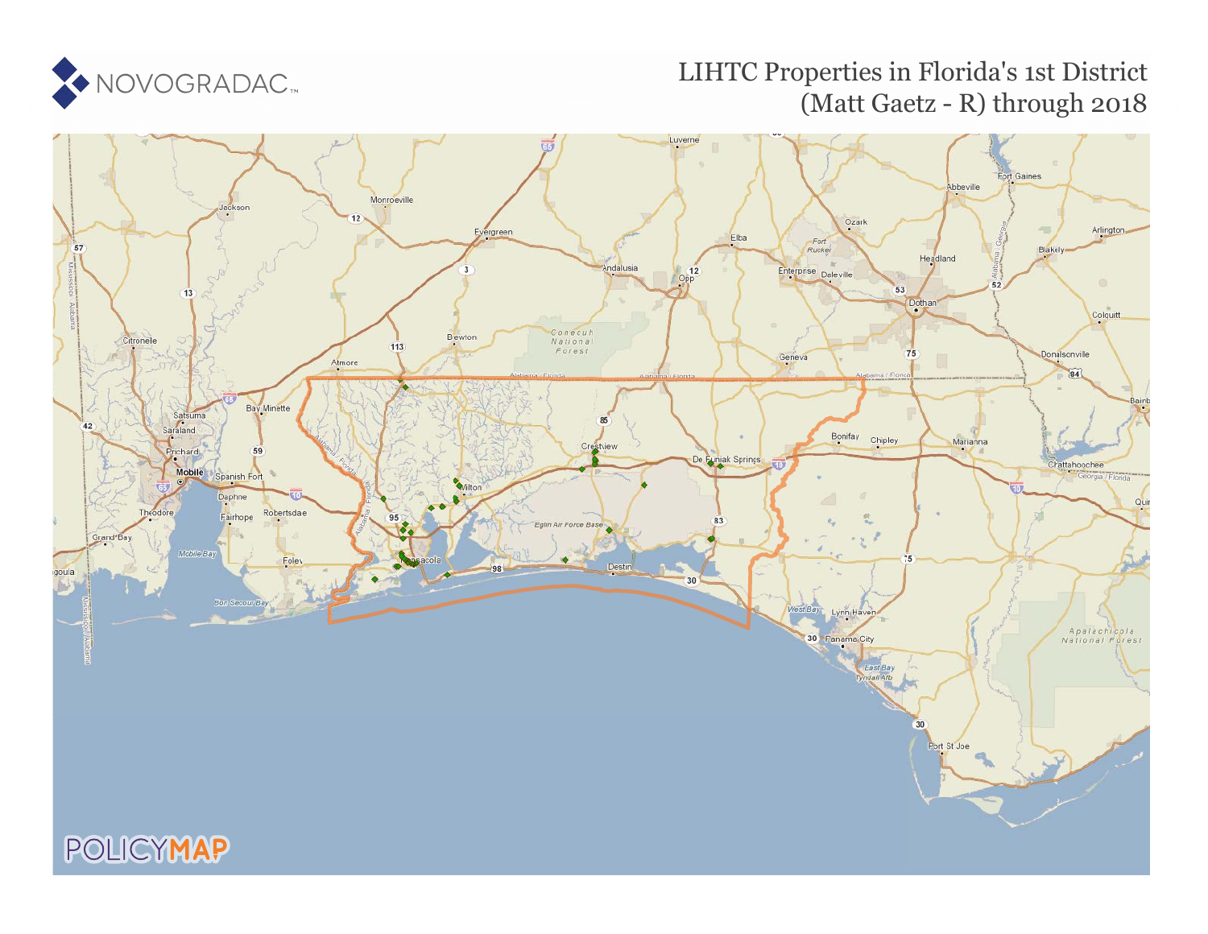# LIHTC Properties in Florida's 1st District (Matt Gaetz - R) through 2018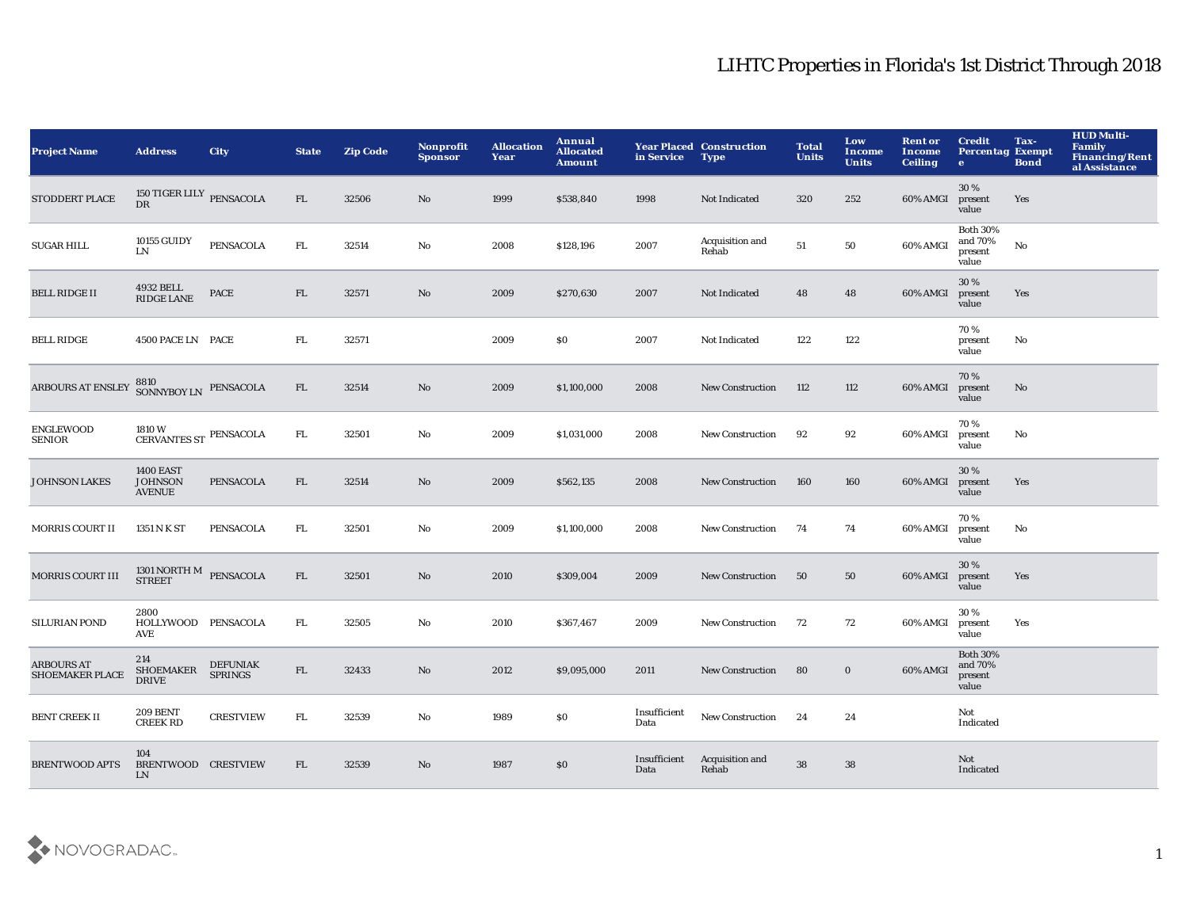# LIHTC Properties in Florida's 1st District Through 2018

| Project Name | Address | City | State | Zip Code | Nonprofit Sponsor | Allocation Year | Annual Allocated Amount | Year Placed in Service | Construction Type | Total Units | Low Income Units | Rent or Income Ceiling | Credit Percentage | Tax-Exempt Bond | HUD Multi-Family Financing/Rental Assistance |
|---|---|---|---|---|---|---|---|---|---|---|---|---|---|---|---|
| STODDERT PLACE | 150 TIGER LILY DR | PENSACOLA | FL | 32506 | No | 1999 | $538,840 | 1998 | Not Indicated | 320 | 252 | 60% AMGI | 30 % present value | Yes | |
| SUGAR HILL | 10155 GUIDY LN | PENSACOLA | FL | 32514 | No | 2008 | $128,196 | 2007 | Acquisition and Rehab | 51 | 50 | 60% AMGI | Both 30% and 70% present value | No | |
| BELL RIDGE II | 4932 BELL RIDGE LANE | PACE | FL | 32571 | No | 2009 | $270,630 | 2007 | Not Indicated | 48 | 48 | 60% AMGI | 30 % present value | Yes | |
| BELL RIDGE | 4500 PACE LN | PACE | FL | 32571 | | 2009 | $0 | 2007 | Not Indicated | 122 | 122 | | 70 % present value | No | |
| ARBOURS AT ENSLEY | 8810 SONNYBOY LN | PENSACOLA | FL | 32514 | No | 2009 | $1,100,000 | 2008 | New Construction | 112 | 112 | 60% AMGI | 70 % present value | No | |
| ENGLEWOOD SENIOR | 1810 W CERVANTES ST | PENSACOLA | FL | 32501 | No | 2009 | $1,031,000 | 2008 | New Construction | 92 | 92 | 60% AMGI | 70 % present value | No | |
| JOHNSON LAKES | 1400 EAST JOHNSON AVENUE | PENSACOLA | FL | 32514 | No | 2009 | $562,135 | 2008 | New Construction | 160 | 160 | 60% AMGI | 30 % present value | Yes | |
| MORRIS COURT II | 1351 N K ST | PENSACOLA | FL | 32501 | No | 2009 | $1,100,000 | 2008 | New Construction | 74 | 74 | 60% AMGI | 70 % present value | No | |
| MORRIS COURT III | 1301 NORTH M STREET | PENSACOLA | FL | 32501 | No | 2010 | $309,004 | 2009 | New Construction | 50 | 50 | 60% AMGI | 30 % present value | Yes | |
| SILURIAN POND | 2800 HOLLYWOOD AVE | PENSACOLA | FL | 32505 | No | 2010 | $367,467 | 2009 | New Construction | 72 | 72 | 60% AMGI | 30 % present value | Yes | |
| ARBOURS AT SHOEMAKER PLACE | 214 SHOEMAKER DRIVE | DEFUNIAK SPRINGS | FL | 32433 | No | 2012 | $9,095,000 | 2011 | New Construction | 80 | 0 | 60% AMGI | Both 30% and 70% present value | | |
| BENT CREEK II | 209 BENT CREEK RD | CRESTVIEW | FL | 32539 | No | 1989 | $0 | Insufficient Data | New Construction | 24 | 24 | | Not Indicated | | |
| BRENTWOOD APTS | 104 BRENTWOOD LN | CRESTVIEW | FL | 32539 | No | 1987 | $0 | Insufficient Data | Acquisition and Rehab | 38 | 38 | | Not Indicated | | |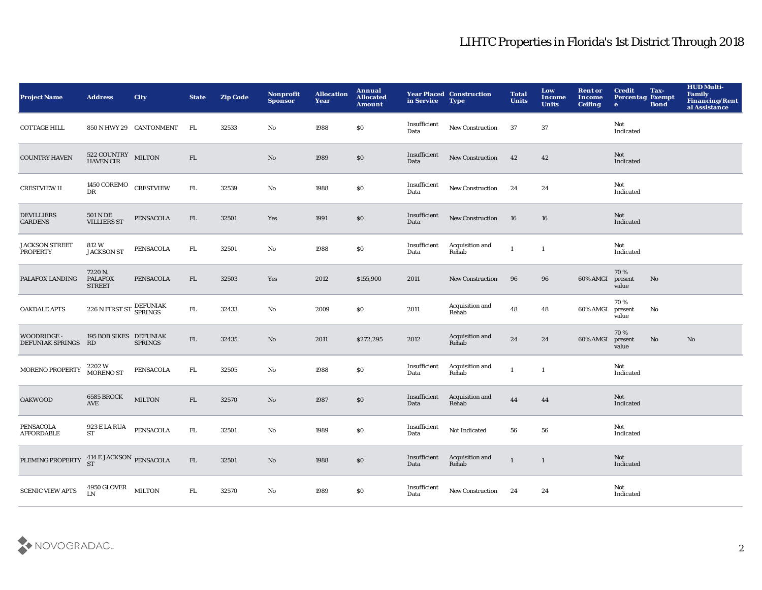# LIHTC Properties in Florida's 1st District Through 2018

| Project Name | Address | City | State | Zip Code | Nonprofit Sponsor | Allocation Year | Annual Allocated Amount | Year Placed in Service | Construction Type | Total Units | Low Income Units | Rent or Income Ceiling | Credit Percentage | Tax-Exempt Bond | HUD Multi-Family Financing/Rental Assistance |
|---|---|---|---|---|---|---|---|---|---|---|---|---|---|---|---|
| COTTAGE HILL | 850 N HWY 29 | CANTONMENT | FL | 32533 | No | 1988 | $0 | Insufficient Data | New Construction | 37 | 37 | | Not Indicated | | |
| COUNTRY HAVEN | 522 COUNTRY HAVEN CIR | MILTON | FL | | No | 1989 | $0 | Insufficient Data | New Construction | 42 | 42 | | Not Indicated | | |
| CRESTVIEW II | 1450 COREMO DR | CRESTVIEW | FL | 32539 | No | 1988 | $0 | Insufficient Data | New Construction | 24 | 24 | | Not Indicated | | |
| DEVILLIERS GARDENS | 501 N DE VILLIERS ST | PENSACOLA | FL | 32501 | Yes | 1991 | $0 | Insufficient Data | New Construction | 16 | 16 | | Not Indicated | | |
| JACKSON STREET PROPERTY | 812 W JACKSON ST | PENSACOLA | FL | 32501 | No | 1988 | $0 | Insufficient Data | Acquisition and Rehab | 1 | 1 | | Not Indicated | | |
| PALAFOX LANDING | 7220 N. PALAFOX STREET | PENSACOLA | FL | 32503 | Yes | 2012 | $155,900 | 2011 | New Construction | 96 | 96 | 60% AMGI | 70 % present value | No | |
| OAKDALE APTS | 226 N FIRST ST | DEFUNIAK SPRINGS | FL | 32433 | No | 2009 | $0 | 2011 | Acquisition and Rehab | 48 | 48 | 60% AMGI | 70 % present value | No | |
| WOODRIDGE - DEFUNIAK SPRINGS | 195 BOB SIKES RD | DEFUNIAK SPRINGS | FL | 32435 | No | 2011 | $272,295 | 2012 | Acquisition and Rehab | 24 | 24 | 60% AMGI | 70 % present value | No | No |
| MORENO PROPERTY | 2202 W MORENO ST | PENSACOLA | FL | 32505 | No | 1988 | $0 | Insufficient Data | Acquisition and Rehab | 1 | 1 | | Not Indicated | | |
| OAKWOOD | 6585 BROCK AVE | MILTON | FL | 32570 | No | 1987 | $0 | Insufficient Data | Acquisition and Rehab | 44 | 44 | | Not Indicated | | |
| PENSACOLA AFFORDABLE | 923 E LA RUA ST | PENSACOLA | FL | 32501 | No | 1989 | $0 | Insufficient Data | Not Indicated | 56 | 56 | | Not Indicated | | |
| PLEMING PROPERTY | 414 E JACKSON ST | PENSACOLA | FL | 32501 | No | 1988 | $0 | Insufficient Data | Acquisition and Rehab | 1 | 1 | | Not Indicated | | |
| SCENIC VIEW APTS | 4950 GLOVER LN | MILTON | FL | 32570 | No | 1989 | $0 | Insufficient Data | New Construction | 24 | 24 | | Not Indicated | | |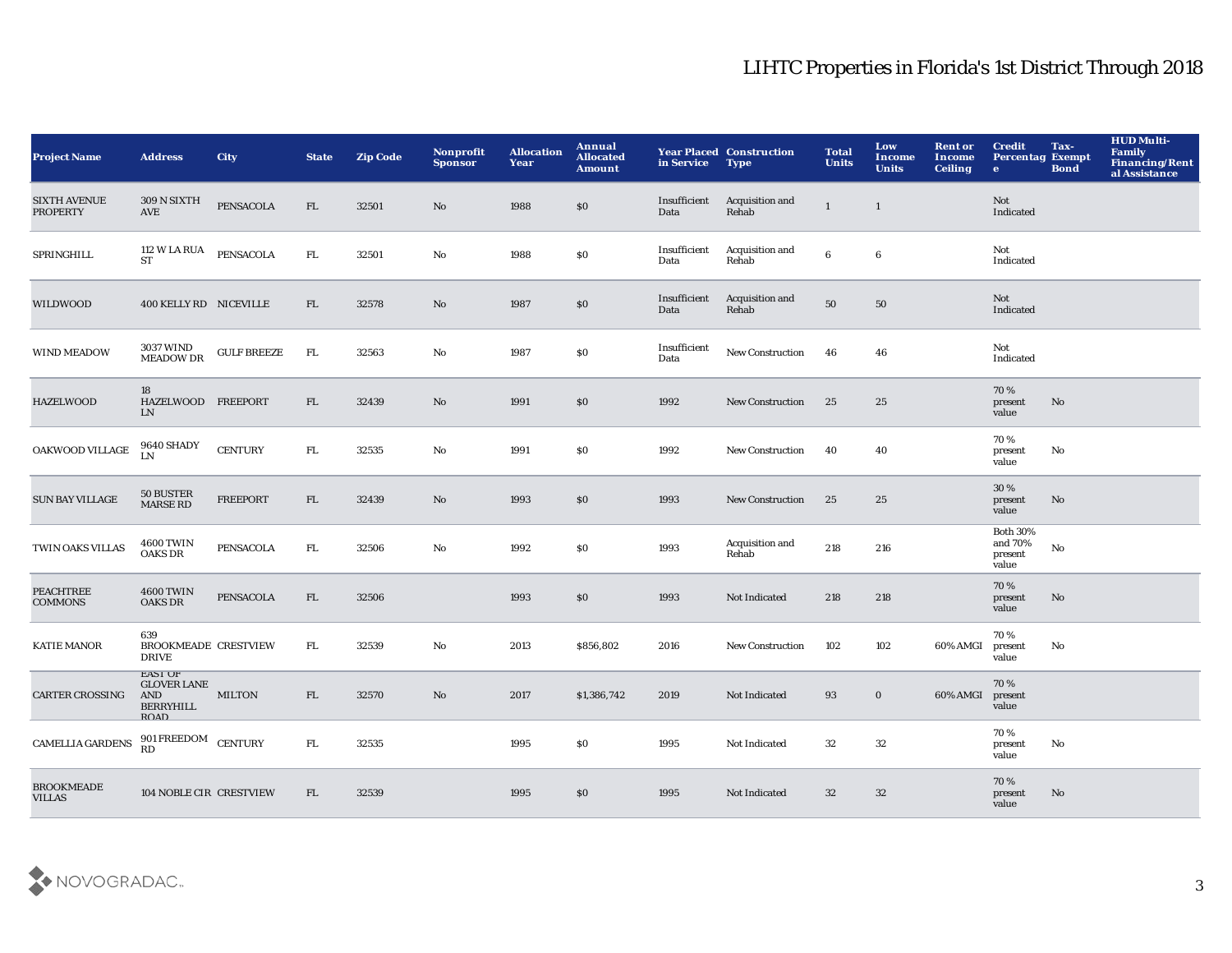# LIHTC Properties in Florida's 1st District Through 2018

| Project Name | Address | City | State | Zip Code | Nonprofit Sponsor | Allocation Year | Annual Allocated Amount | Year Placed in Service | Construction Type | Total Units | Low Income Units | Rent or Income Ceiling | Credit Percentage | Tax-Exempt Bond | HUD Multi-Family Financing/Rental Assistance |
|---|---|---|---|---|---|---|---|---|---|---|---|---|---|---|---|
| SIXTH AVENUE PROPERTY | 309 N SIXTH AVE | PENSACOLA | FL | 32501 | No | 1988 | $0 | Insufficient Data | Acquisition and Rehab | 1 | 1 | | Not Indicated | | |
| SPRINGHILL | 112 W LA RUA ST | PENSACOLA | FL | 32501 | No | 1988 | $0 | Insufficient Data | Acquisition and Rehab | 6 | 6 | | Not Indicated | | |
| WILDWOOD | 400 KELLY RD | NICEVILLE | FL | 32578 | No | 1987 | $0 | Insufficient Data | Acquisition and Rehab | 50 | 50 | | Not Indicated | | |
| WIND MEADOW | 3037 WIND MEADOW DR | GULF BREEZE | FL | 32563 | No | 1987 | $0 | Insufficient Data | New Construction | 46 | 46 | | Not Indicated | | |
| HAZELWOOD | 18 HAZELWOOD LN | FREEPORT | FL | 32439 | No | 1991 | $0 | 1992 | New Construction | 25 | 25 | | 70 % present value | No | |
| OAKWOOD VILLAGE | 9640 SHADY LN | CENTURY | FL | 32535 | No | 1991 | $0 | 1992 | New Construction | 40 | 40 | | 70 % present value | No | |
| SUN BAY VILLAGE | 50 BUSTER MARSE RD | FREEPORT | FL | 32439 | No | 1993 | $0 | 1993 | New Construction | 25 | 25 | | 30 % present value | No | |
| TWIN OAKS VILLAS | 4600 TWIN OAKS DR | PENSACOLA | FL | 32506 | No | 1992 | $0 | 1993 | Acquisition and Rehab | 218 | 216 | | Both 30% and 70% present value | No | |
| PEACHTREE COMMONS | 4600 TWIN OAKS DR | PENSACOLA | FL | 32506 | | 1993 | $0 | 1993 | Not Indicated | 218 | 218 | | 70 % present value | No | |
| KATIE MANOR | 639 BROOKMEADE DRIVE | CRESTVIEW | FL | 32539 | No | 2013 | $856,802 | 2016 | New Construction | 102 | 102 | 60% AMGI | 70 % present value | No | |
| CARTER CROSSING | EAST OF GLOVER LANE AND BERRYHILL ROAD | MILTON | FL | 32570 | No | 2017 | $1,386,742 | 2019 | Not Indicated | 93 | 0 | 60% AMGI | 70 % present value | | |
| CAMELLIA GARDENS | 901 FREEDOM RD | CENTURY | FL | 32535 | | 1995 | $0 | 1995 | Not Indicated | 32 | 32 | | 70 % present value | No | |
| BROOKMEADE VILLAS | 104 NOBLE CIR | CRESTVIEW | FL | 32539 | | 1995 | $0 | 1995 | Not Indicated | 32 | 32 | | 70 % present value | No | |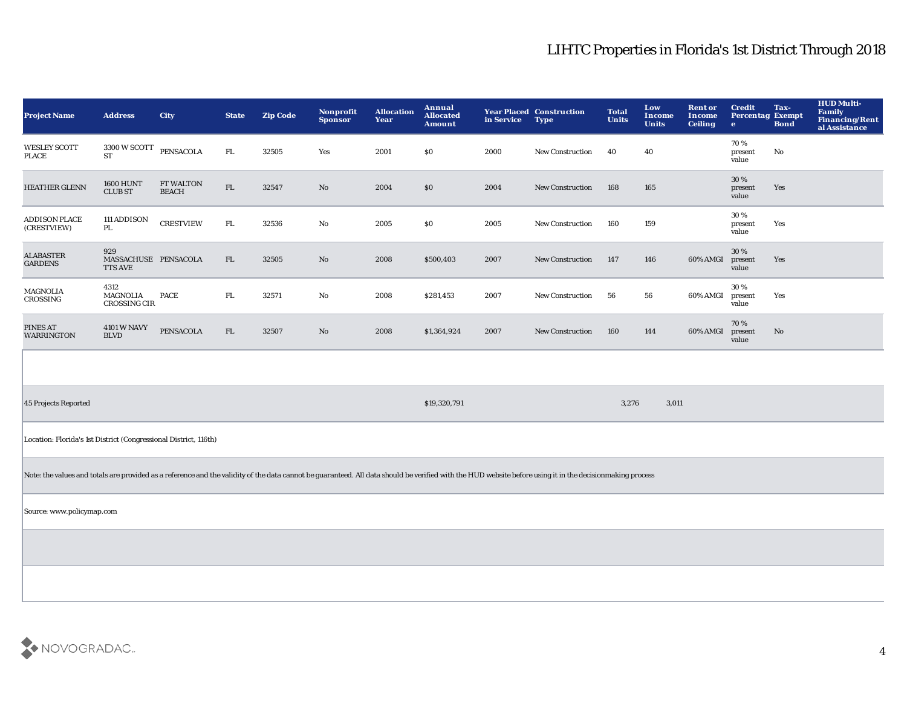# LIHTC Properties in Florida's 1st District Through 2018

| Project Name | Address | City | State | Zip Code | Nonprofit Sponsor | Allocation Year | Annual Allocated Amount | Year Placed in Service | Construction Type | Total Units | Low Income Units | Rent or Income Ceiling | Credit Percentage | Tax-Exempt Bond | HUD Multi-Family Financing/Rental Assistance |
|---|---|---|---|---|---|---|---|---|---|---|---|---|---|---|---|
| WESLEY SCOTT PLACE | 3300 W SCOTT ST | PENSACOLA | FL | 32505 | Yes | 2001 | $0 | 2000 | New Construction | 40 | 40 | | 70 % present value | No | |
| HEATHER GLENN | 1600 HUNT CLUB ST | FT WALTON BEACH | FL | 32547 | No | 2004 | $0 | 2004 | New Construction | 168 | 165 | | 30 % present value | Yes | |
| ADDISON PLACE (CRESTVIEW) | 111 ADDISON PL | CRESTVIEW | FL | 32536 | No | 2005 | $0 | 2005 | New Construction | 160 | 159 | | 30 % present value | Yes | |
| ALABASTER GARDENS | 929 MASSACHUSETTS AVE | PENSACOLA | FL | 32505 | No | 2008 | $500,403 | 2007 | New Construction | 147 | 146 | 60% AMGI | 30 % present value | Yes | |
| MAGNOLIA CROSSING | 4312 MAGNOLIA CROSSING CIR | PACE | FL | 32571 | No | 2008 | $281,453 | 2007 | New Construction | 56 | 56 | 60% AMGI | 30 % present value | Yes | |
| PINES AT WARRINGTON | 4101 W NAVY BLVD | PENSACOLA | FL | 32507 | No | 2008 | $1,364,924 | 2007 | New Construction | 160 | 144 | 60% AMGI | 70 % present value | No | |
| | | | | | | | | | | | | | | | |
| 45 Projects Reported | | | | | | | $19,320,791 | | | 3,276 | 3,011 | | | | |

Location: Florida's 1st District (Congressional District, 116th)

Note: the values and totals are provided as a reference and the validity of the data cannot be guaranteed. All data should be verified with the HUD website before using it in the decisionmaking process

Source: www.policymap.com